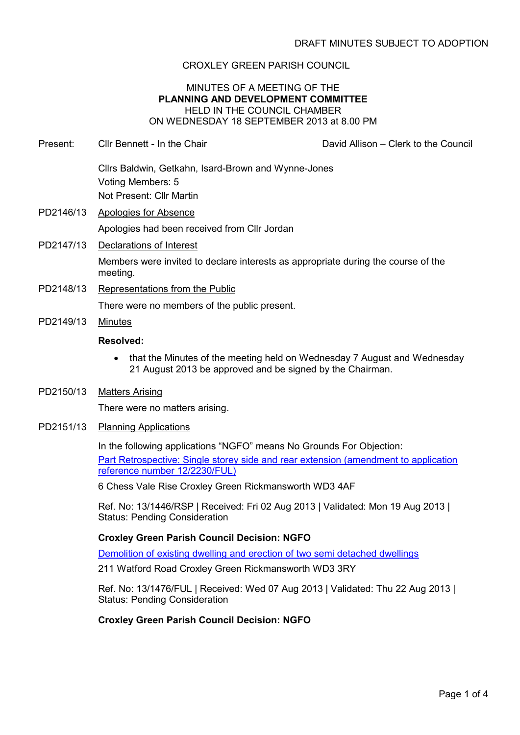DRAFT MINUTES SUBJECT TO ADOPTION

# CROXLEY GREEN PARISH COUNCIL

## MINUTES OF A MEETING OF THE **PLANNING AND DEVELOPMENT COMMITTEE** HELD IN THE COUNCIL CHAMBER ON WEDNESDAY 18 SEPTEMBER 2013 at 8.00 PM

Present: Cllr Bennett - In the Chair — David Allison – Clerk to the Council

Cllrs Baldwin, Getkahn, Isard-Brown and Wynne-Jones
Voting Members: 5
Not Present: Cllr Martin

PD2146/13 Apologies for Absence

Apologies had been received from Cllr Jordan

PD2147/13 Declarations of Interest

Members were invited to declare interests as appropriate during the course of the meeting.

PD2148/13 Representations from the Public

There were no members of the public present.

PD2149/13 Minutes

**Resolved:**

- that the Minutes of the meeting held on Wednesday 7 August and Wednesday 21 August 2013 be approved and be signed by the Chairman.

PD2150/13 Matters Arising

There were no matters arising.

PD2151/13 Planning Applications

In the following applications "NGFO" means No Grounds For Objection:

Part Retrospective: Single storey side and rear extension (amendment to application reference number 12/2230/FUL)

6 Chess Vale Rise Croxley Green Rickmansworth WD3 4AF

Ref. No: 13/1446/RSP | Received: Fri 02 Aug 2013 | Validated: Mon 19 Aug 2013 | Status: Pending Consideration

**Croxley Green Parish Council Decision: NGFO**

Demolition of existing dwelling and erection of two semi detached dwellings

211 Watford Road Croxley Green Rickmansworth WD3 3RY

Ref. No: 13/1476/FUL | Received: Wed 07 Aug 2013 | Validated: Thu 22 Aug 2013 | Status: Pending Consideration

**Croxley Green Parish Council Decision: NGFO**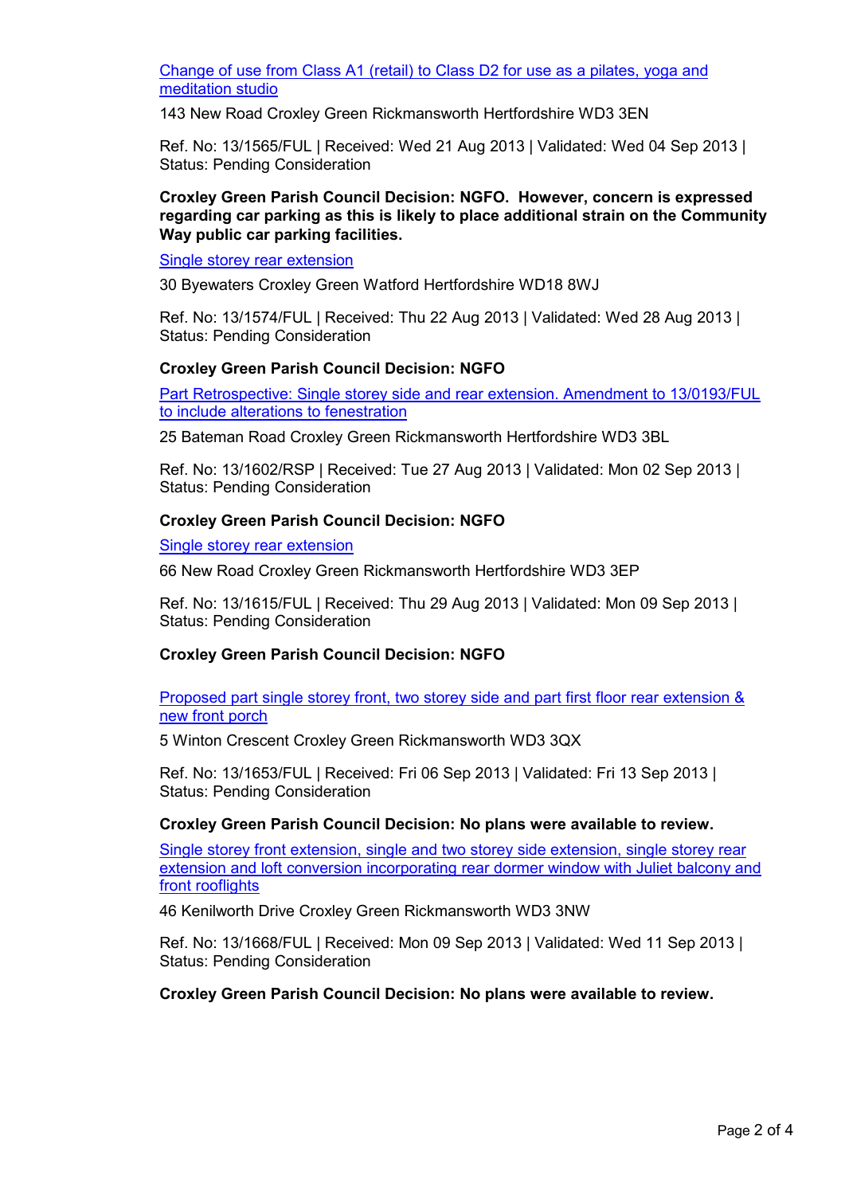Change of use from Class A1 (retail) to Class D2 for use as a pilates, yoga and meditation studio

143 New Road Croxley Green Rickmansworth Hertfordshire WD3 3EN

Ref. No: 13/1565/FUL | Received: Wed 21 Aug 2013 | Validated: Wed 04 Sep 2013 | Status: Pending Consideration

**Croxley Green Parish Council Decision: NGFO. However, concern is expressed regarding car parking as this is likely to place additional strain on the Community Way public car parking facilities.**

Single storey rear extension

30 Byewaters Croxley Green Watford Hertfordshire WD18 8WJ

Ref. No: 13/1574/FUL | Received: Thu 22 Aug 2013 | Validated: Wed 28 Aug 2013 | Status: Pending Consideration

**Croxley Green Parish Council Decision: NGFO**

Part Retrospective: Single storey side and rear extension. Amendment to 13/0193/FUL to include alterations to fenestration

25 Bateman Road Croxley Green Rickmansworth Hertfordshire WD3 3BL

Ref. No: 13/1602/RSP | Received: Tue 27 Aug 2013 | Validated: Mon 02 Sep 2013 | Status: Pending Consideration

**Croxley Green Parish Council Decision: NGFO**

Single storey rear extension

66 New Road Croxley Green Rickmansworth Hertfordshire WD3 3EP

Ref. No: 13/1615/FUL | Received: Thu 29 Aug 2013 | Validated: Mon 09 Sep 2013 | Status: Pending Consideration

**Croxley Green Parish Council Decision: NGFO**

Proposed part single storey front, two storey side and part first floor rear extension & new front porch

5 Winton Crescent Croxley Green Rickmansworth WD3 3QX

Ref. No: 13/1653/FUL | Received: Fri 06 Sep 2013 | Validated: Fri 13 Sep 2013 | Status: Pending Consideration

**Croxley Green Parish Council Decision: No plans were available to review.**

Single storey front extension, single and two storey side extension, single storey rear extension and loft conversion incorporating rear dormer window with Juliet balcony and front rooflights

46 Kenilworth Drive Croxley Green Rickmansworth WD3 3NW

Ref. No: 13/1668/FUL | Received: Mon 09 Sep 2013 | Validated: Wed 11 Sep 2013 | Status: Pending Consideration

**Croxley Green Parish Council Decision: No plans were available to review.**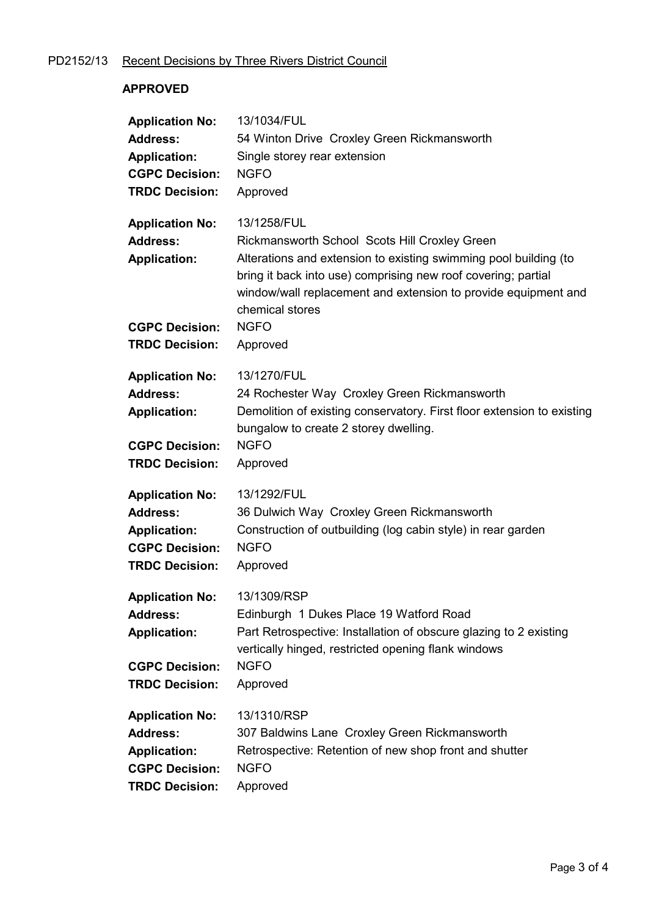PD2152/13 Recent Decisions by Three Rivers District Council

**APPROVED**

**Application No:** 13/1034/FUL
**Address:** 54 Winton Drive Croxley Green Rickmansworth
**Application:** Single storey rear extension
**CGPC Decision:** NGFO
**TRDC Decision:** Approved

**Application No:** 13/1258/FUL
**Address:** Rickmansworth School Scots Hill Croxley Green
**Application:** Alterations and extension to existing swimming pool building (to bring it back into use) comprising new roof covering; partial window/wall replacement and extension to provide equipment and chemical stores
**CGPC Decision:** NGFO
**TRDC Decision:** Approved

**Application No:** 13/1270/FUL
**Address:** 24 Rochester Way Croxley Green Rickmansworth
**Application:** Demolition of existing conservatory. First floor extension to existing bungalow to create 2 storey dwelling.
**CGPC Decision:** NGFO
**TRDC Decision:** Approved

**Application No:** 13/1292/FUL
**Address:** 36 Dulwich Way Croxley Green Rickmansworth
**Application:** Construction of outbuilding (log cabin style) in rear garden
**CGPC Decision:** NGFO
**TRDC Decision:** Approved

**Application No:** 13/1309/RSP
**Address:** Edinburgh 1 Dukes Place 19 Watford Road
**Application:** Part Retrospective: Installation of obscure glazing to 2 existing vertically hinged, restricted opening flank windows
**CGPC Decision:** NGFO
**TRDC Decision:** Approved

**Application No:** 13/1310/RSP
**Address:** 307 Baldwins Lane Croxley Green Rickmansworth
**Application:** Retrospective: Retention of new shop front and shutter
**CGPC Decision:** NGFO
**TRDC Decision:** Approved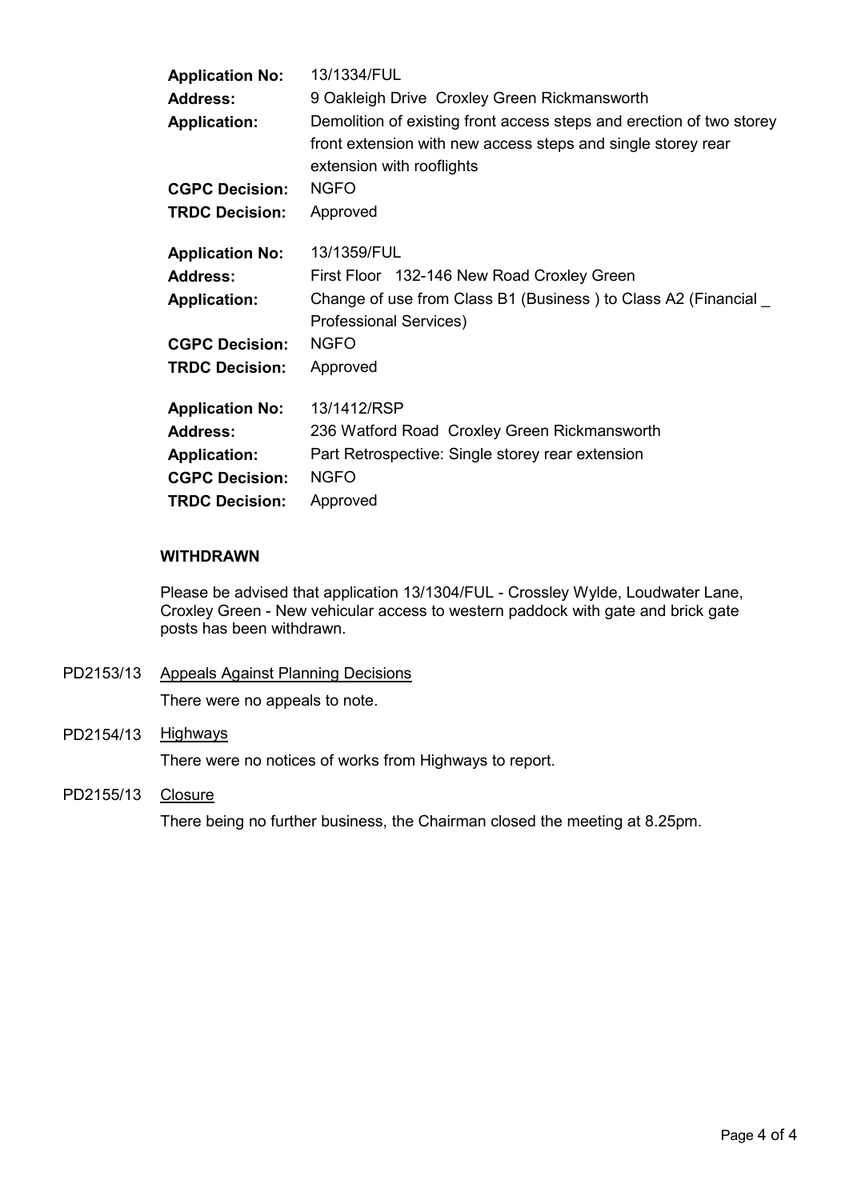**Application No:** 13/1334/FUL
**Address:** 9 Oakleigh Drive Croxley Green Rickmansworth
**Application:** Demolition of existing front access steps and erection of two storey front extension with new access steps and single storey rear extension with rooflights
**CGPC Decision:** NGFO
**TRDC Decision:** Approved

**Application No:** 13/1359/FUL
**Address:** First Floor 132-146 New Road Croxley Green
**Application:** Change of use from Class B1 (Business ) to Class A2 (Financial _ Professional Services)
**CGPC Decision:** NGFO
**TRDC Decision:** Approved

**Application No:** 13/1412/RSP
**Address:** 236 Watford Road Croxley Green Rickmansworth
**Application:** Part Retrospective: Single storey rear extension
**CGPC Decision:** NGFO
**TRDC Decision:** Approved

**WITHDRAWN**

Please be advised that application 13/1304/FUL - Crossley Wylde, Loudwater Lane, Croxley Green - New vehicular access to western paddock with gate and brick gate posts has been withdrawn.

PD2153/13 Appeals Against Planning Decisions

There were no appeals to note.

PD2154/13 Highways

There were no notices of works from Highways to report.

PD2155/13 Closure

There being no further business, the Chairman closed the meeting at 8.25pm.